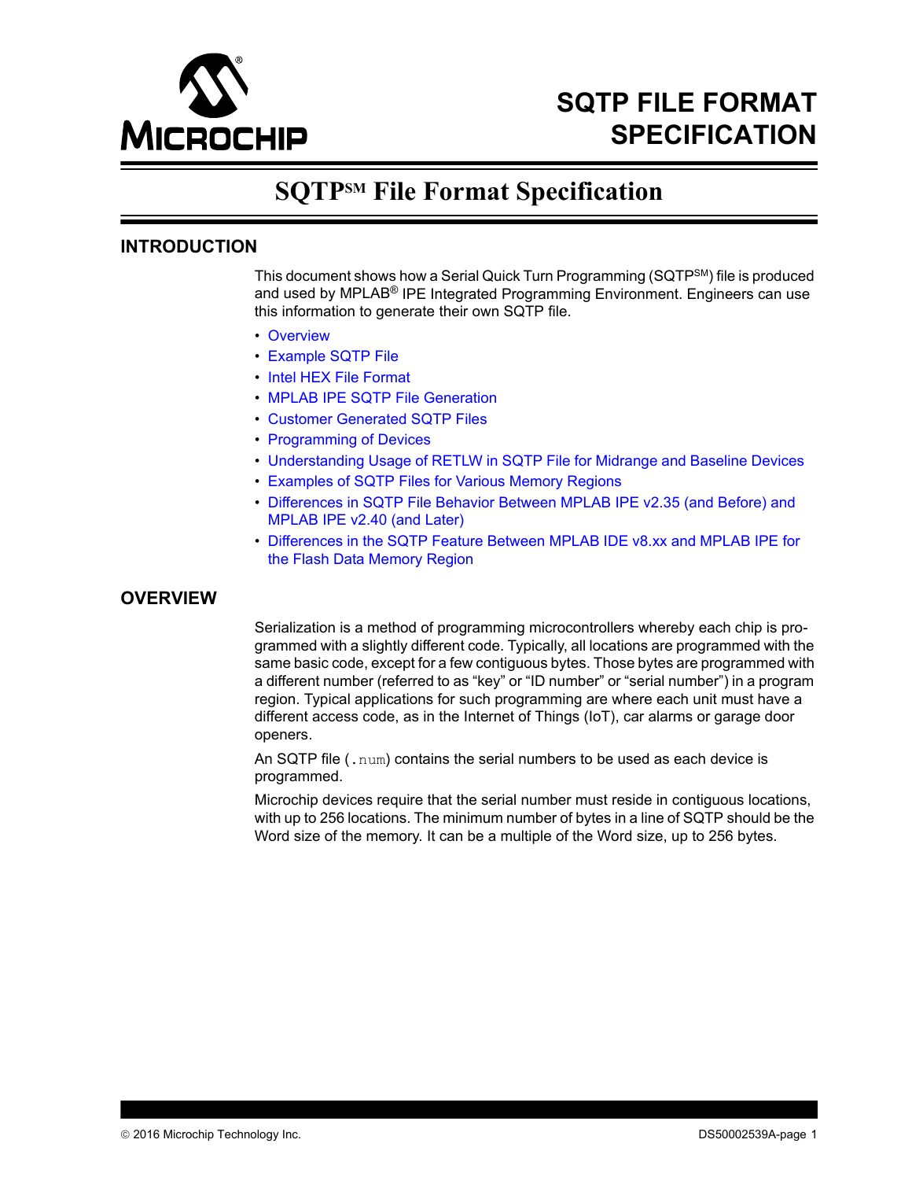# SQTP FILE FORMAT SPECIFICATION

## SQTP[SM] File Format Specification

### INTRODUCTION

This document shows how a Serial Quick Turn Programming (SQTP[SM]) file is produced and used by MPLAB® IPE Integrated Programming Environment. Engineers can use this information to generate their own SQTP file.

- Overview
- Example SQTP File
- Intel HEX File Format
- MPLAB IPE SQTP File Generation
- Customer Generated SQTP Files
- Programming of Devices
- Understanding Usage of RETLW in SQTP File for Midrange and Baseline Devices
- Examples of SQTP Files for Various Memory Regions
- Differences in SQTP File Behavior Between MPLAB IPE v2.35 (and Before) and MPLAB IPE v2.40 (and Later)
- Differences in the SQTP Feature Between MPLAB IDE v8.xx and MPLAB IPE for the Flash Data Memory Region

### OVERVIEW

Serialization is a method of programming microcontrollers whereby each chip is programmed with a slightly different code. Typically, all locations are programmed with the same basic code, except for a few contiguous bytes. Those bytes are programmed with a different number (referred to as “key” or “ID number” or “serial number”) in a program region. Typical applications for such programming are where each unit must have a different access code, as in the Internet of Things (IoT), car alarms or garage door openers.

An SQTP file (`.num`) contains the serial numbers to be used as each device is programmed.

Microchip devices require that the serial number must reside in contiguous locations, with up to 256 locations. The minimum number of bytes in a line of SQTP should be the Word size of the memory. It can be a multiple of the Word size, up to 256 bytes.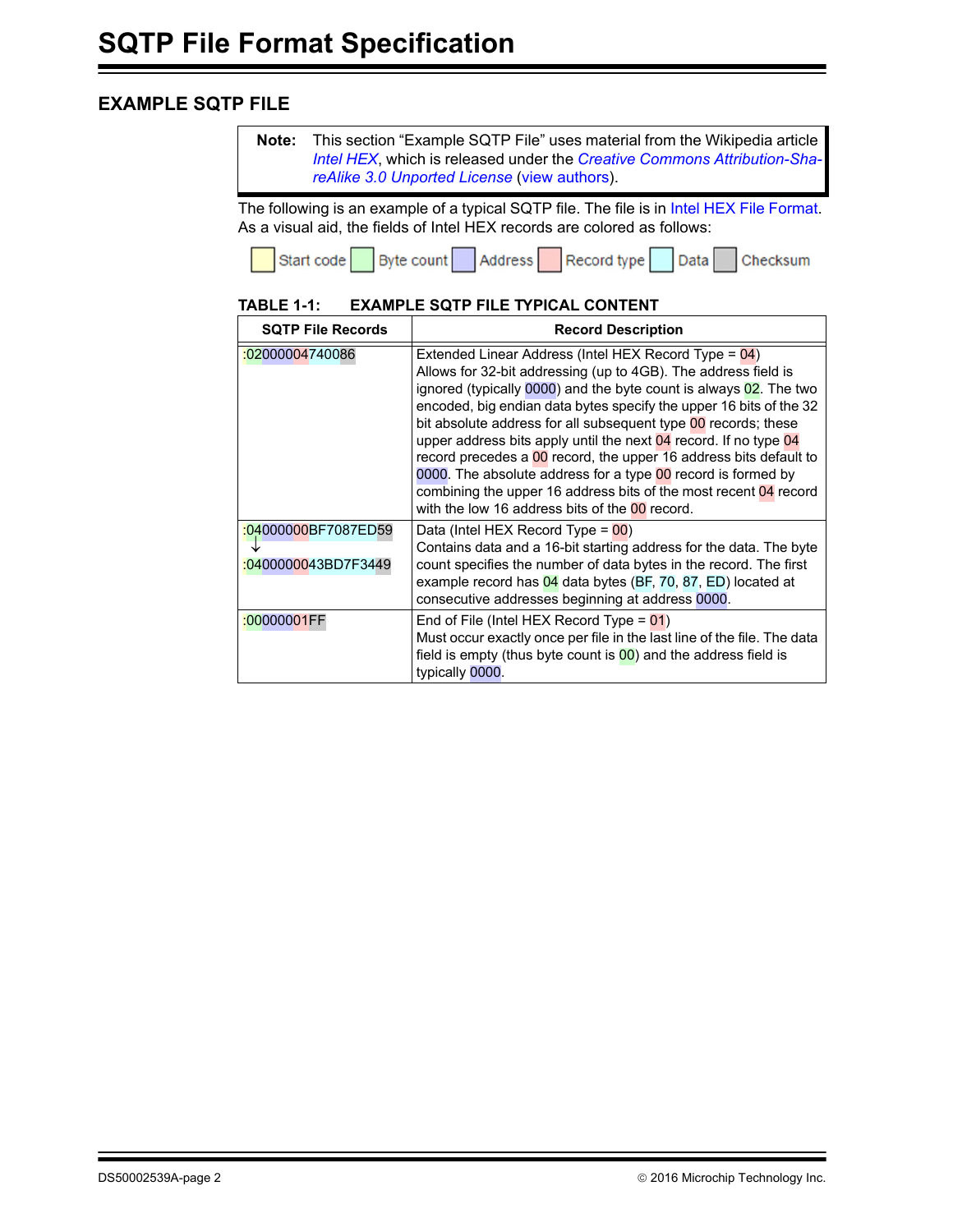# SQTP File Format Specification

## EXAMPLE SQTP FILE

> **Note:** This section "Example SQTP File" uses material from the Wikipedia article *Intel HEX*, which is released under the *Creative Commons Attribution-ShareAlike 3.0 Unported License* (view authors).

The following is an example of a typical SQTP file. The file is in Intel HEX File Format. As a visual aid, the fields of Intel HEX records are colored as follows:

Start code | Byte count | Address | Record type | Data | Checksum

**TABLE 1-1: EXAMPLE SQTP FILE TYPICAL CONTENT**

| SQTP File Records | Record Description |
|---|---|
| :020000047400086 | Extended Linear Address (Intel HEX Record Type = 04)<br>Allows for 32-bit addressing (up to 4GB). The address field is ignored (typically 0000) and the byte count is always 02. The two encoded, big endian data bytes specify the upper 16 bits of the 32 bit absolute address for all subsequent type 00 records; these upper address bits apply until the next 04 record. If no type 04 record precedes a 00 record, the upper 16 address bits default to 0000. The absolute address for a type 00 record is formed by combining the upper 16 address bits of the most recent 04 record with the low 16 address bits of the 00 record. |
| :04000000BF7087ED59<br>↓<br>:0400000043BD7F3449 | Data (Intel HEX Record Type = 00)<br>Contains data and a 16-bit starting address for the data. The byte count specifies the number of data bytes in the record. The first example record has 04 data bytes (BF, 70, 87, ED) located at consecutive addresses beginning at address 0000. |
| :00000001FF | End of File (Intel HEX Record Type = 01)<br>Must occur exactly once per file in the last line of the file. The data field is empty (thus byte count is 00) and the address field is typically 0000. |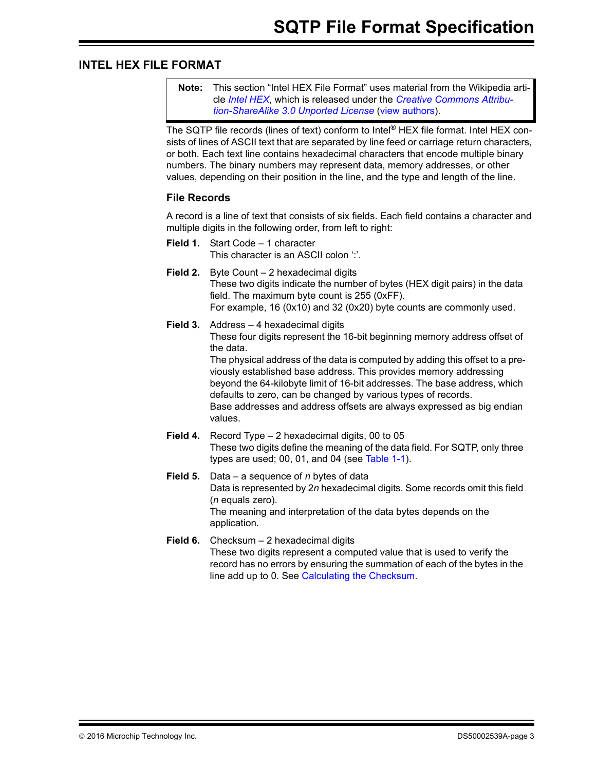## INTEL HEX FILE FORMAT

> **Note:** This section "Intel HEX File Format" uses material from the Wikipedia article *Intel HEX*, which is released under the *Creative Commons Attribution-ShareAlike 3.0 Unported License* (view authors).

The SQTP file records (lines of text) conform to Intel® HEX file format. Intel HEX consists of lines of ASCII text that are separated by line feed or carriage return characters, or both. Each text line contains hexadecimal characters that encode multiple binary numbers. The binary numbers may represent data, memory addresses, or other values, depending on their position in the line, and the type and length of the line.

### File Records

A record is a line of text that consists of six fields. Each field contains a character and multiple digits in the following order, from left to right:

**Field 1.** Start Code – 1 character
This character is an ASCII colon ':'.

**Field 2.** Byte Count – 2 hexadecimal digits
These two digits indicate the number of bytes (HEX digit pairs) in the data field. The maximum byte count is 255 (0xFF).
For example, 16 (0x10) and 32 (0x20) byte counts are commonly used.

**Field 3.** Address – 4 hexadecimal digits
These four digits represent the 16-bit beginning memory address offset of the data.
The physical address of the data is computed by adding this offset to a previously established base address. This provides memory addressing beyond the 64-kilobyte limit of 16-bit addresses. The base address, which defaults to zero, can be changed by various types of records.
Base addresses and address offsets are always expressed as big endian values.

**Field 4.** Record Type – 2 hexadecimal digits, 00 to 05
These two digits define the meaning of the data field. For SQTP, only three types are used; 00, 01, and 04 (see Table 1-1).

**Field 5.** Data – a sequence of *n* bytes of data
Data is represented by 2*n* hexadecimal digits. Some records omit this field (*n* equals zero).
The meaning and interpretation of the data bytes depends on the application.

**Field 6.** Checksum – 2 hexadecimal digits
These two digits represent a computed value that is used to verify the record has no errors by ensuring the summation of each of the bytes in the line add up to 0. See Calculating the Checksum.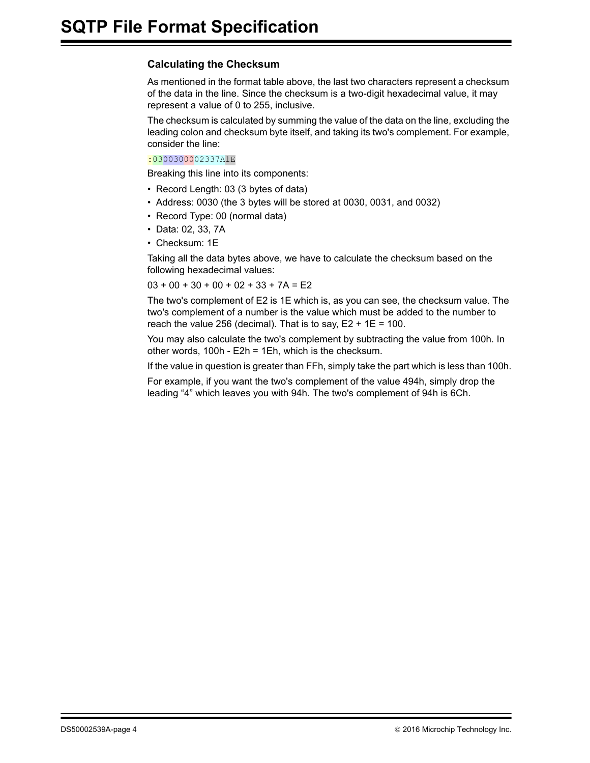### Calculating the Checksum

As mentioned in the format table above, the last two characters represent a checksum of the data in the line. Since the checksum is a two-digit hexadecimal value, it may represent a value of 0 to 255, inclusive.

The checksum is calculated by summing the value of the data on the line, excluding the leading colon and checksum byte itself, and taking its two's complement. For example, consider the line:

```
:0300300002337A1E
```

Breaking this line into its components:

- Record Length: 03 (3 bytes of data)
- Address: 0030 (the 3 bytes will be stored at 0030, 0031, and 0032)
- Record Type: 00 (normal data)
- Data: 02, 33, 7A
- Checksum: 1E

Taking all the data bytes above, we have to calculate the checksum based on the following hexadecimal values:

03 + 00 + 30 + 00 + 02 + 33 + 7A = E2

The two's complement of E2 is 1E which is, as you can see, the checksum value. The two's complement of a number is the value which must be added to the number to reach the value 256 (decimal). That is to say, E2 + 1E = 100.

You may also calculate the two's complement by subtracting the value from 100h. In other words, 100h - E2h = 1Eh, which is the checksum.

If the value in question is greater than FFh, simply take the part which is less than 100h.

For example, if you want the two's complement of the value 494h, simply drop the leading “4” which leaves you with 94h. The two's complement of 94h is 6Ch.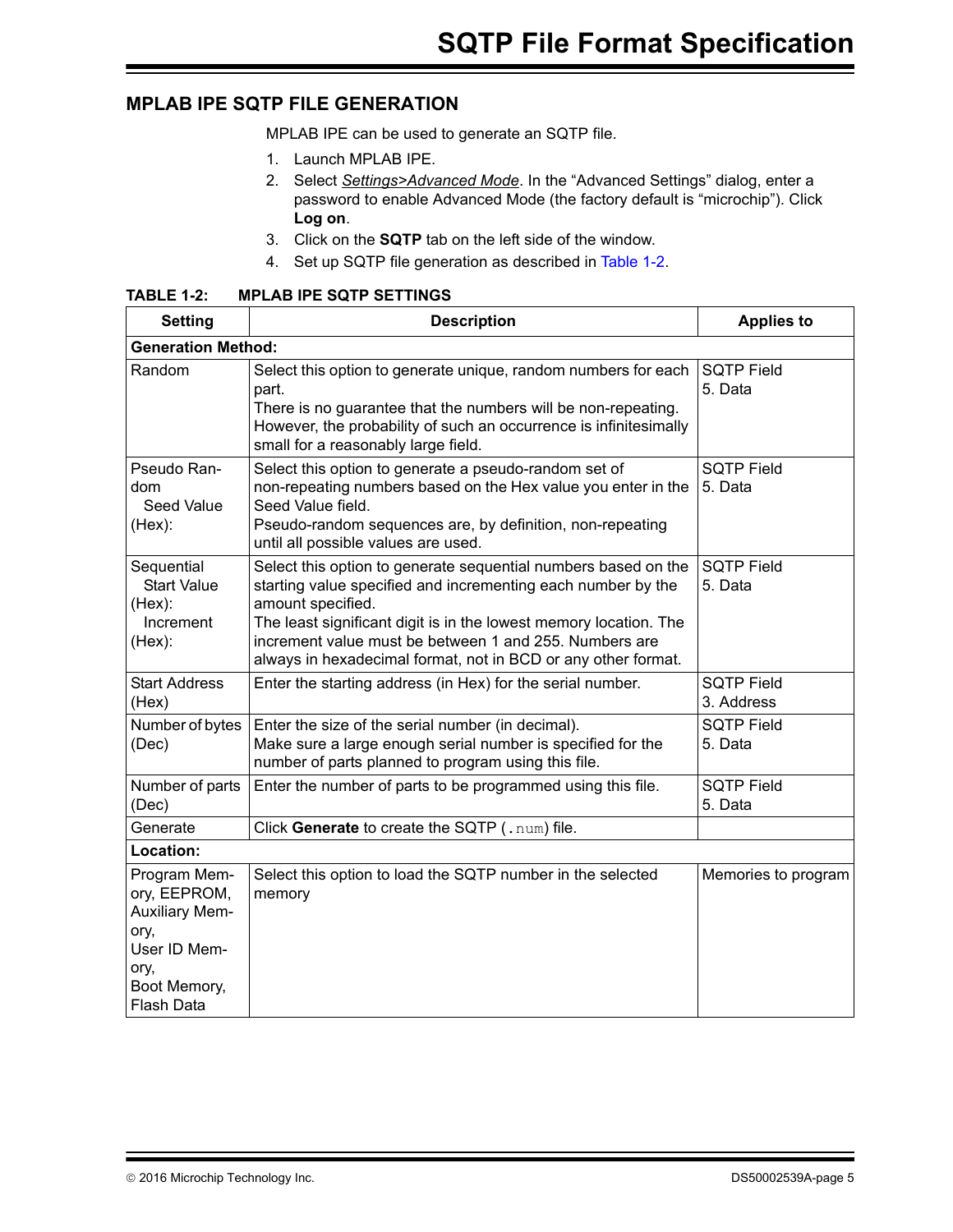## MPLAB IPE SQTP FILE GENERATION

MPLAB IPE can be used to generate an SQTP file.

1. Launch MPLAB IPE.
2. Select *Settings>Advanced Mode*. In the “Advanced Settings” dialog, enter a password to enable Advanced Mode (the factory default is “microchip”). Click **Log on**.
3. Click on the **SQTP** tab on the left side of the window.
4. Set up SQTP file generation as described in Table 1-2.

**TABLE 1-2: MPLAB IPE SQTP SETTINGS**

| Setting | Description | Applies to |
|---|---|---|
| **Generation Method:** | | |
| Random | Select this option to generate unique, random numbers for each part.<br>There is no guarantee that the numbers will be non-repeating. However, the probability of such an occurrence is infinitesimally small for a reasonably large field. | SQTP Field<br>5. Data |
| Pseudo Random<br>Seed Value (Hex): | Select this option to generate a pseudo-random set of non-repeating numbers based on the Hex value you enter in the Seed Value field.<br>Pseudo-random sequences are, by definition, non-repeating until all possible values are used. | SQTP Field<br>5. Data |
| Sequential<br>Start Value (Hex):<br>Increment (Hex): | Select this option to generate sequential numbers based on the starting value specified and incrementing each number by the amount specified.<br>The least significant digit is in the lowest memory location. The increment value must be between 1 and 255. Numbers are always in hexadecimal format, not in BCD or any other format. | SQTP Field<br>5. Data |
| Start Address (Hex) | Enter the starting address (in Hex) for the serial number. | SQTP Field<br>3. Address |
| Number of bytes (Dec) | Enter the size of the serial number (in decimal).<br>Make sure a large enough serial number is specified for the number of parts planned to program using this file. | SQTP Field<br>5. Data |
| Number of parts (Dec) | Enter the number of parts to be programmed using this file. | SQTP Field<br>5. Data |
| Generate | Click **Generate** to create the SQTP (`.num`) file. | |
| **Location:** | | |
| Program Memory, EEPROM, Auxiliary Memory,<br>User ID Memory,<br>Boot Memory,<br>Flash Data | Select this option to load the SQTP number in the selected memory | Memories to program |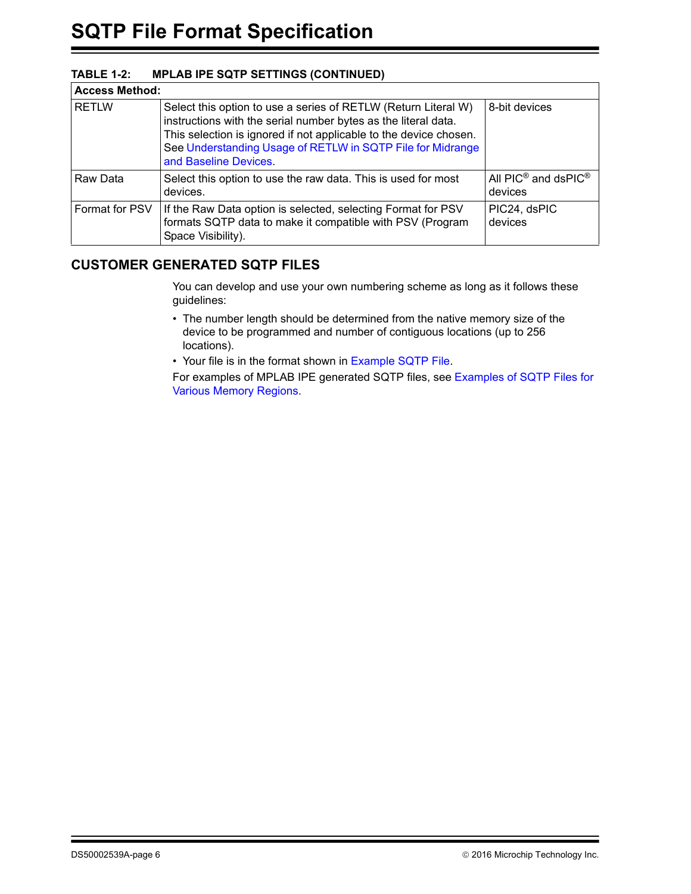**TABLE 1-2: MPLAB IPE SQTP SETTINGS (CONTINUED)**

| Access Method: | | |
|---|---|---|
| RETLW | Select this option to use a series of RETLW (Return Literal W) instructions with the serial number bytes as the literal data. This selection is ignored if not applicable to the device chosen. See Understanding Usage of RETLW in SQTP File for Midrange and Baseline Devices. | 8-bit devices |
| Raw Data | Select this option to use the raw data. This is used for most devices. | All PIC® and dsPIC® devices |
| Format for PSV | If the Raw Data option is selected, selecting Format for PSV formats SQTP data to make it compatible with PSV (Program Space Visibility). | PIC24, dsPIC devices |

## CUSTOMER GENERATED SQTP FILES

You can develop and use your own numbering scheme as long as it follows these guidelines:

- The number length should be determined from the native memory size of the device to be programmed and number of contiguous locations (up to 256 locations).
- Your file is in the format shown in Example SQTP File.

For examples of MPLAB IPE generated SQTP files, see Examples of SQTP Files for Various Memory Regions.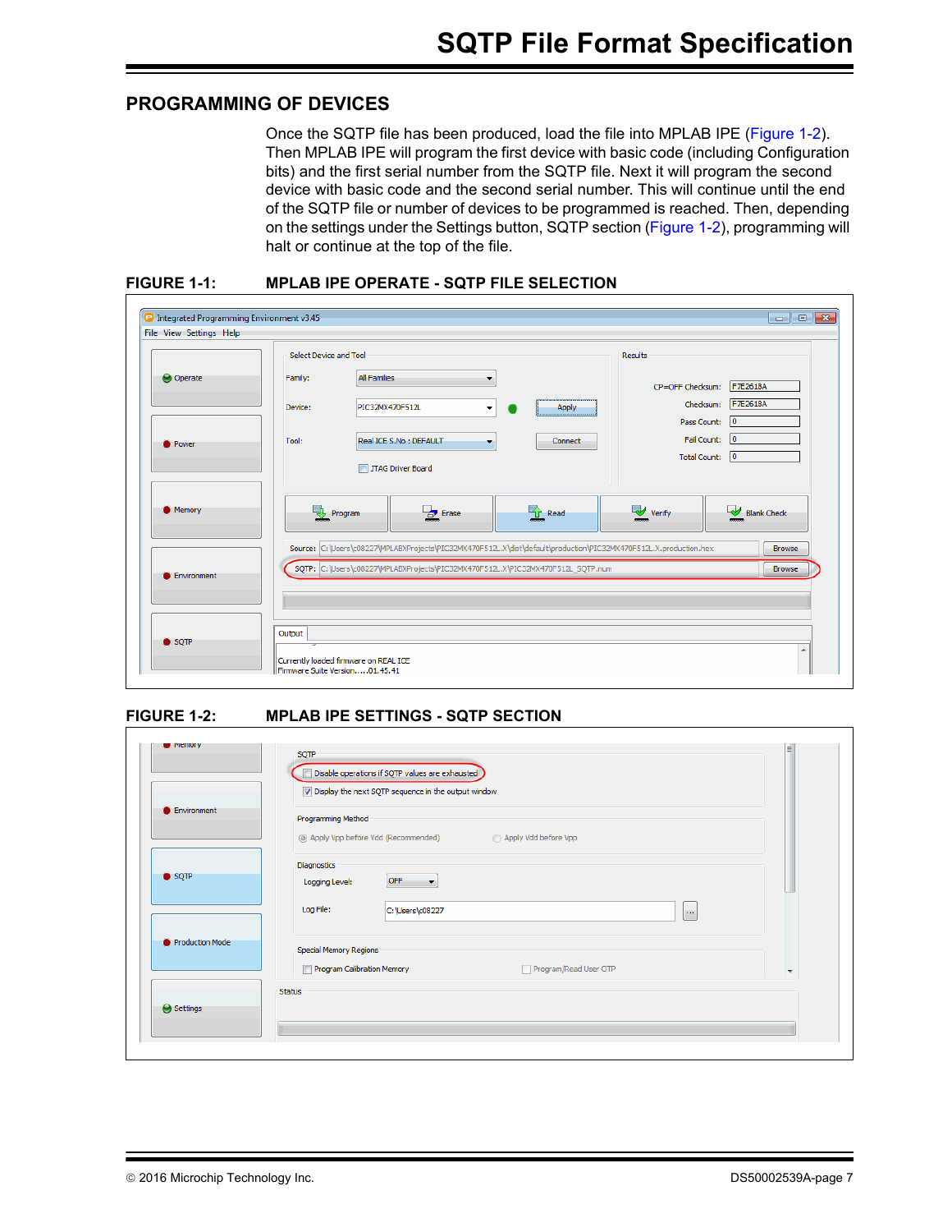## PROGRAMMING OF DEVICES

Once the SQTP file has been produced, load the file into MPLAB IPE (Figure 1-2). Then MPLAB IPE will program the first device with basic code (including Configuration bits) and the first serial number from the SQTP file. Next it will program the second device with basic code and the second serial number. This will continue until the end of the SQTP file or number of devices to be programmed is reached. Then, depending on the settings under the Settings button, SQTP section (Figure 1-2), programming will halt or continue at the top of the file.

**FIGURE 1-1: MPLAB IPE OPERATE - SQTP FILE SELECTION**

**FIGURE 1-2: MPLAB IPE SETTINGS - SQTP SECTION**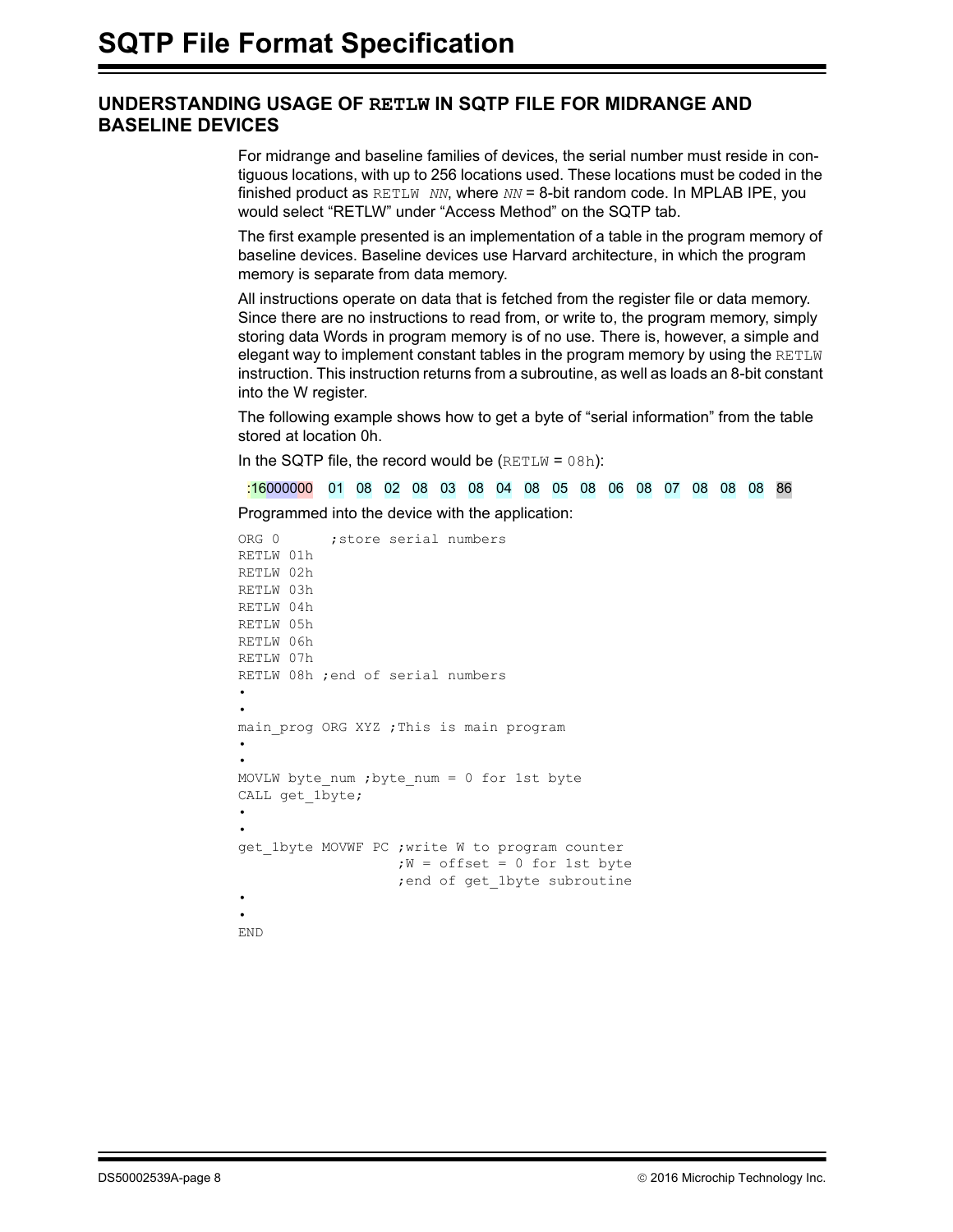## UNDERSTANDING USAGE OF RETLW IN SQTP FILE FOR MIDRANGE AND BASELINE DEVICES

For midrange and baseline families of devices, the serial number must reside in contiguous locations, with up to 256 locations used. These locations must be coded in the finished product as `RETLW NN`, where *NN* = 8-bit random code. In MPLAB IPE, you would select “RETLW” under “Access Method” on the SQTP tab.

The first example presented is an implementation of a table in the program memory of baseline devices. Baseline devices use Harvard architecture, in which the program memory is separate from data memory.

All instructions operate on data that is fetched from the register file or data memory. Since there are no instructions to read from, or write to, the program memory, simply storing data Words in program memory is of no use. There is, however, a simple and elegant way to implement constant tables in the program memory by using the `RETLW` instruction. This instruction returns from a subroutine, as well as loads an 8-bit constant into the W register.

The following example shows how to get a byte of “serial information” from the table stored at location 0h.

In the SQTP file, the record would be (`RETLW = 08h`):

:16000000 01 08 02 08 03 08 04 08 05 08 06 08 07 08 08 08 86

Programmed into the device with the application:

```
ORG 0      ;store serial numbers
RETLW 01h
RETLW 02h
RETLW 03h
RETLW 04h
RETLW 05h
RETLW 06h
RETLW 07h
RETLW 08h ;end of serial numbers
•
•
main_prog ORG XYZ ;This is main program
•
•
MOVLW byte_num ;byte_num = 0 for 1st byte
CALL get_1byte;
•
•
get_1byte MOVWF PC ;write W to program counter
                   ;W = offset = 0 for 1st byte
                   ;end of get_1byte subroutine
•
•
END
```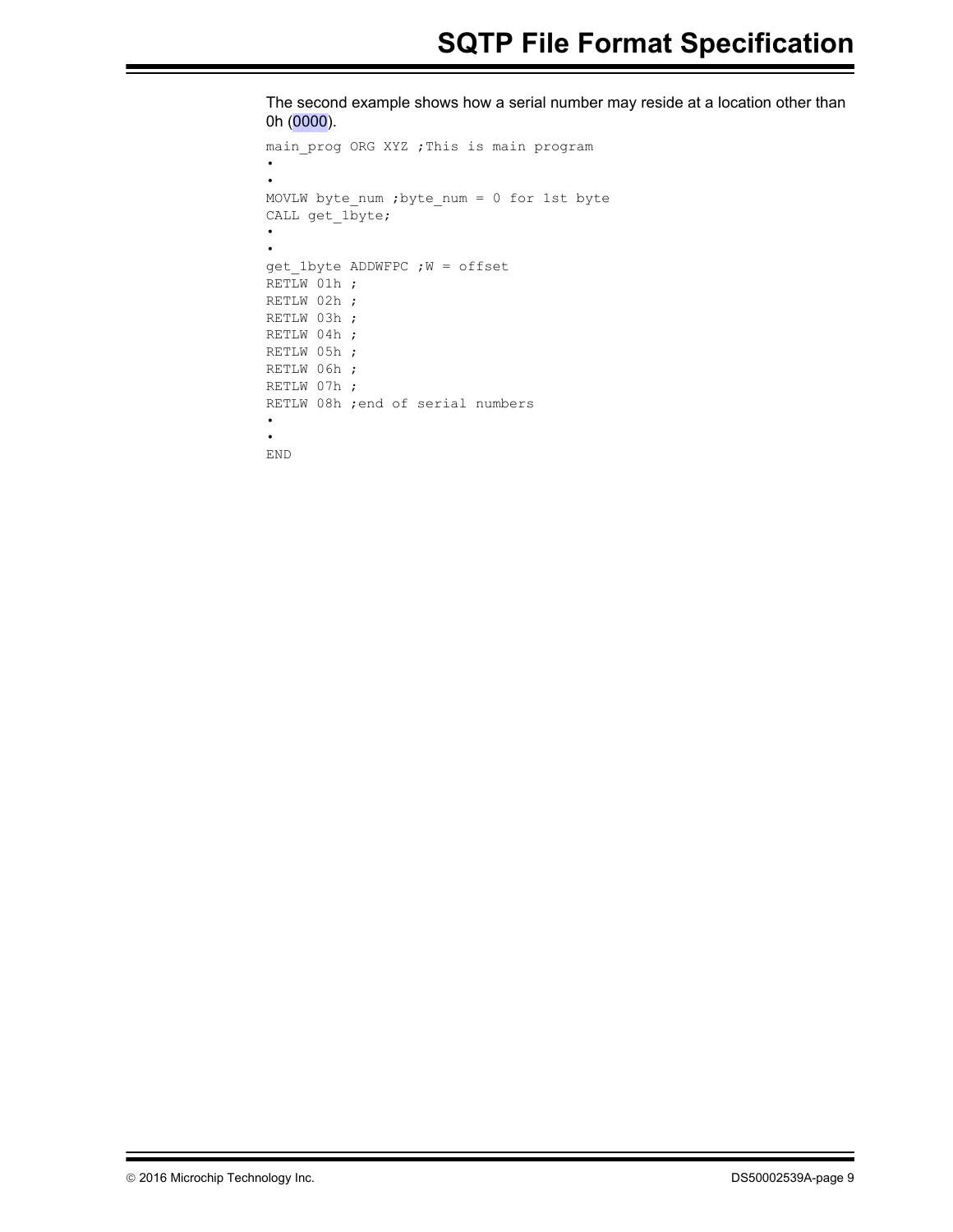The second example shows how a serial number may reside at a location other than 0h (0000).

```
main_prog ORG XYZ ;This is main program
•
•
MOVLW byte_num ;byte_num = 0 for 1st byte
CALL get_1byte;
•
•
get_1byte ADDWFPC ;W = offset
RETLW 01h ;
RETLW 02h ;
RETLW 03h ;
RETLW 04h ;
RETLW 05h ;
RETLW 06h ;
RETLW 07h ;
RETLW 08h ;end of serial numbers
•
•
END
```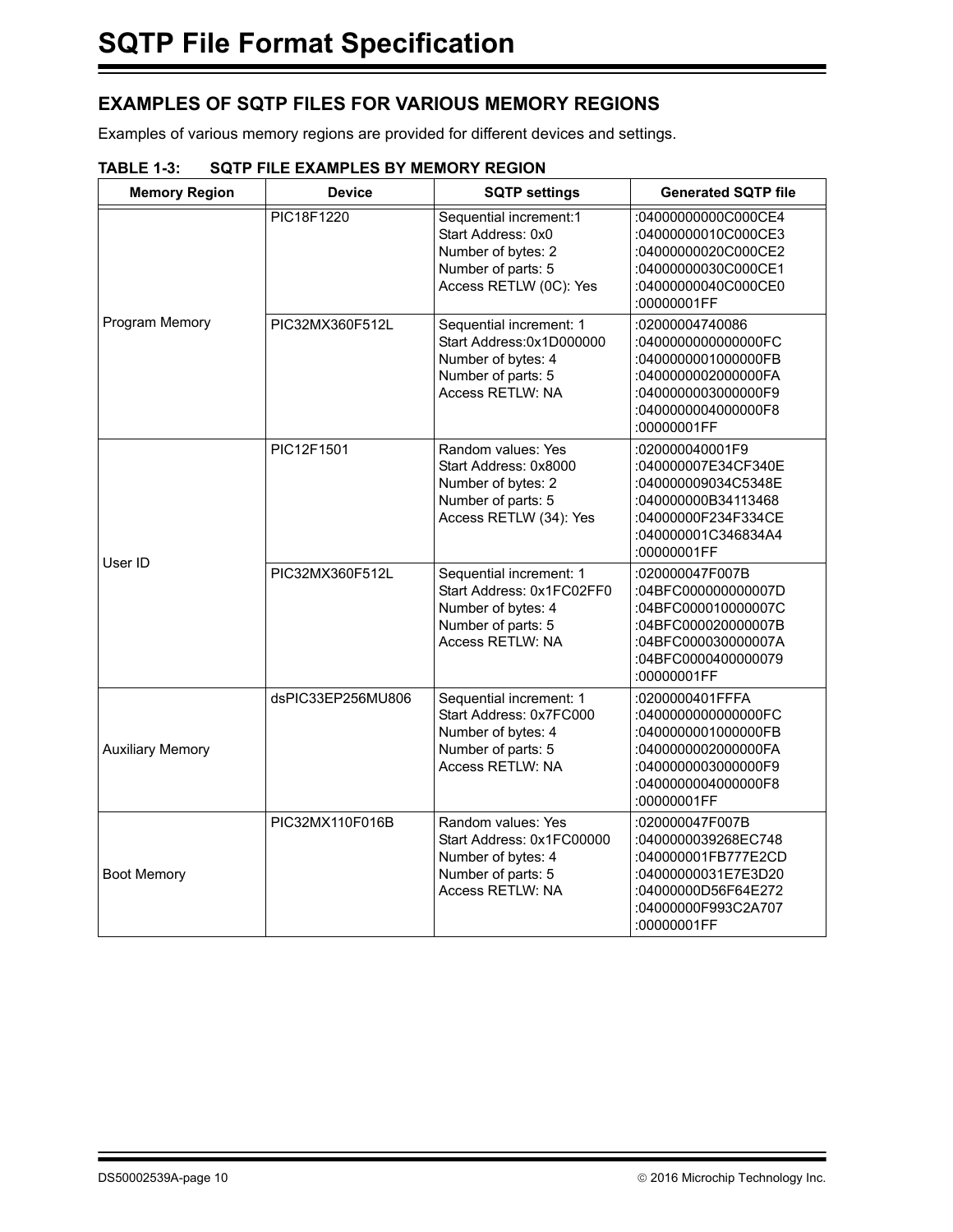# SQTP File Format Specification

## EXAMPLES OF SQTP FILES FOR VARIOUS MEMORY REGIONS

Examples of various memory regions are provided for different devices and settings.

**TABLE 1-3: SQTP FILE EXAMPLES BY MEMORY REGION**

| Memory Region | Device | SQTP settings | Generated SQTP file |
|---|---|---|---|
| Program Memory | PIC18F1220 | Sequential increment:1<br>Start Address: 0x0<br>Number of bytes: 2<br>Number of parts: 5<br>Access RETLW (0C): Yes | :04000000000C000CE4<br>:04000000010C000CE3<br>:04000000020C000CE2<br>:04000000030C000CE1<br>:04000000040C000CE0<br>:00000001FF |
| | PIC32MX360F512L | Sequential increment: 1<br>Start Address:0x1D000000<br>Number of bytes: 4<br>Number of parts: 5<br>Access RETLW: NA | :02000004740086<br>:0400000000000000FC<br>:0400000001000000FB<br>:0400000002000000FA<br>:0400000003000000F9<br>:0400000004000000F8<br>:00000001FF |
| User ID | PIC12F1501 | Random values: Yes<br>Start Address: 0x8000<br>Number of bytes: 2<br>Number of parts: 5<br>Access RETLW (34): Yes | :020000040001F9<br>:040000007E34CF340E<br>:040000009034C5348E<br>:040000000B34113468<br>:04000000F234F334CE<br>:040000001C346834A4<br>:00000001FF |
| | PIC32MX360F512L | Sequential increment: 1<br>Start Address: 0x1FC02FF0<br>Number of bytes: 4<br>Number of parts: 5<br>Access RETLW: NA | :020000047F007B<br>:04BFC000000000007D<br>:04BFC000010000007C<br>:04BFC000020000007B<br>:04BFC000030000007A<br>:04BFC0000400000079<br>:00000001FF |
| Auxiliary Memory | dsPIC33EP256MU806 | Sequential increment: 1<br>Start Address: 0x7FC000<br>Number of bytes: 4<br>Number of parts: 5<br>Access RETLW: NA | :0200000401FFFA<br>:0400000000000000FC<br>:0400000001000000FB<br>:0400000002000000FA<br>:0400000003000000F9<br>:0400000004000000F8<br>:00000001FF |
| Boot Memory | PIC32MX110F016B | Random values: Yes<br>Start Address: 0x1FC00000<br>Number of bytes: 4<br>Number of parts: 5<br>Access RETLW: NA | :020000047F007B<br>:0400000039268EC748<br>:040000001FB777E2CD<br>:04000000031E7E3D20<br>:04000000D56F64E272<br>:04000000F993C2A707<br>:00000001FF |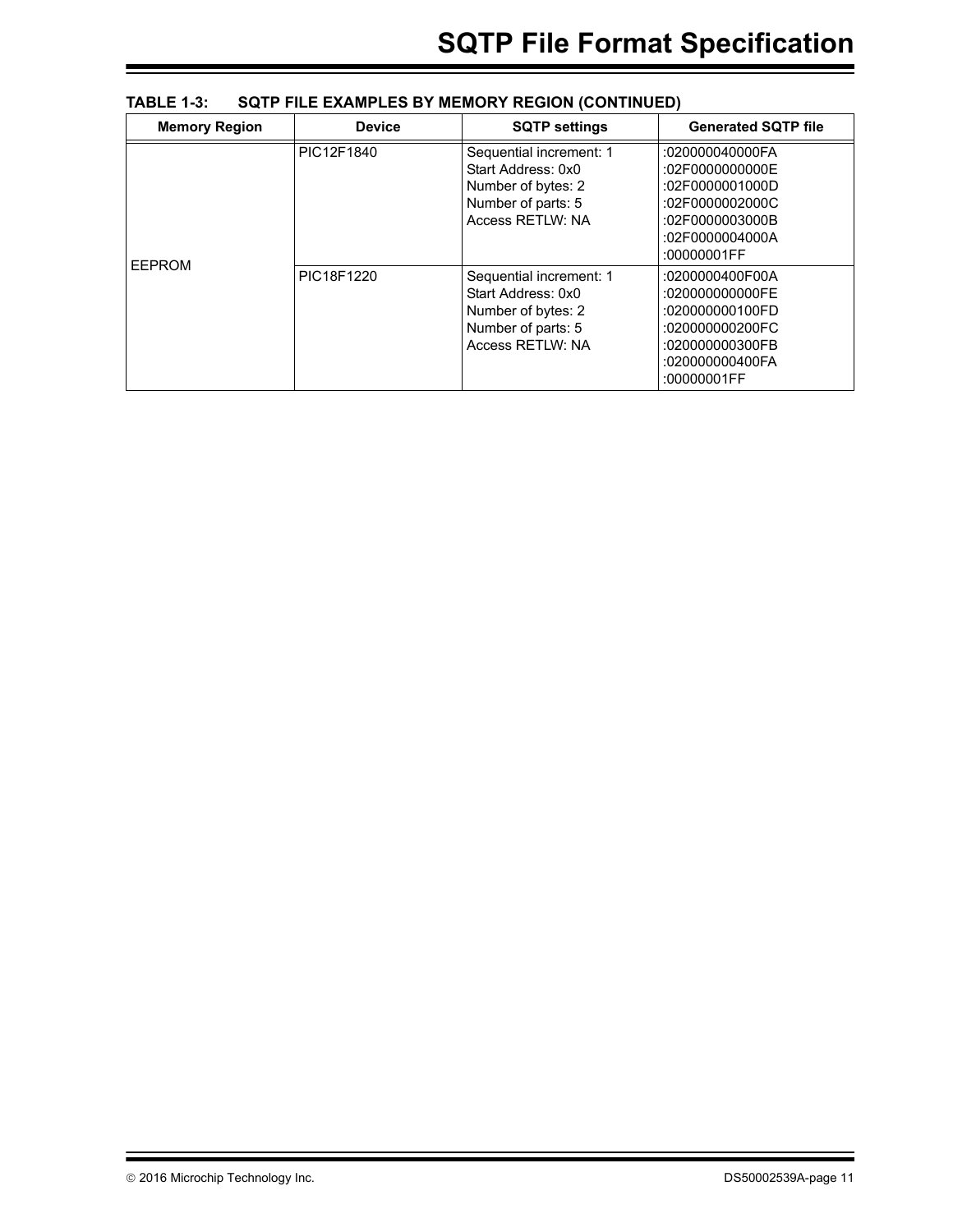**TABLE 1-3: SQTP FILE EXAMPLES BY MEMORY REGION (CONTINUED)**

| Memory Region | Device | SQTP settings | Generated SQTP file |
|---|---|---|---|
| EEPROM | PIC12F1840 | Sequential increment: 1<br>Start Address: 0x0<br>Number of bytes: 2<br>Number of parts: 5<br>Access RETLW: NA | :020000040000FA<br>:02F0000000000E<br>:02F0000001000D<br>:02F0000002000C<br>:02F0000003000B<br>:02F0000004000A<br>:00000001FF |
| | PIC18F1220 | Sequential increment: 1<br>Start Address: 0x0<br>Number of bytes: 2<br>Number of parts: 5<br>Access RETLW: NA | :0200000400F00A<br>:020000000000FE<br>:020000000100FD<br>:020000000200FC<br>:020000000300FB<br>:020000000400FA<br>:00000001FF |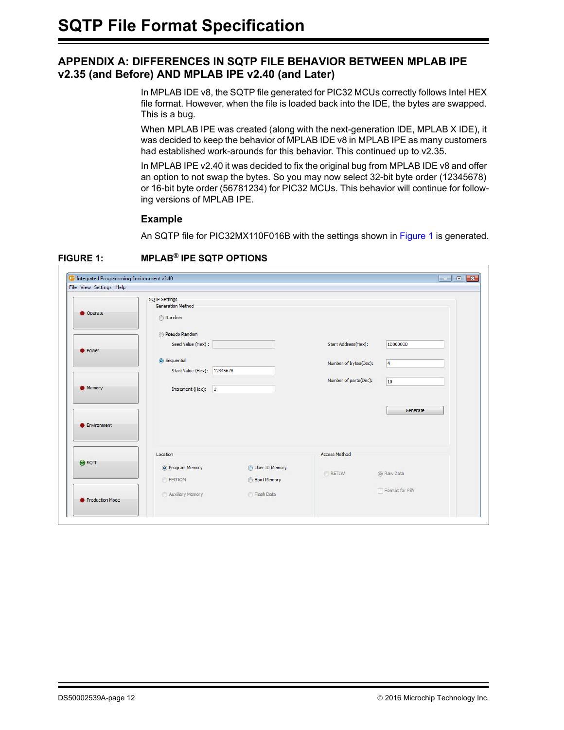## APPENDIX A: DIFFERENCES IN SQTP FILE BEHAVIOR BETWEEN MPLAB IPE v2.35 (and Before) AND MPLAB IPE v2.40 (and Later)

In MPLAB IDE v8, the SQTP file generated for PIC32 MCUs correctly follows Intel HEX file format. However, when the file is loaded back into the IDE, the bytes are swapped. This is a bug.

When MPLAB IPE was created (along with the next-generation IDE, MPLAB X IDE), it was decided to keep the behavior of MPLAB IDE v8 in MPLAB IPE as many customers had established work-arounds for this behavior. This continued up to v2.35.

In MPLAB IPE v2.40 it was decided to fix the original bug from MPLAB IDE v8 and offer an option to not swap the bytes. So you may now select 32-bit byte order (12345678) or 16-bit byte order (56781234) for PIC32 MCUs. This behavior will continue for following versions of MPLAB IPE.

### Example

An SQTP file for PIC32MX110F016B with the settings shown in Figure 1 is generated.

**FIGURE 1: MPLAB® IPE SQTP OPTIONS**

Integrated Programming Environment v3.40
File View Settings Help
Operate
Power
Memory
Environment
SQTP
Production Mode
SQTP Settings
Generation Method
Random
Pseudo Random
Seed Value (Hex) :
Sequential
Start Value (Hex): 12345678
Increment (Hex): 1
Start Address(Hex): 1D000000
Number of bytes(Dec): 4
Number of parts(Dec): 10
Generate
Location
Program Memory
User ID Memory
EEPROM
Boot Memory
Auxiliary Memory
Flash Data
Access Method
RETLW
Raw Data
Format for PSV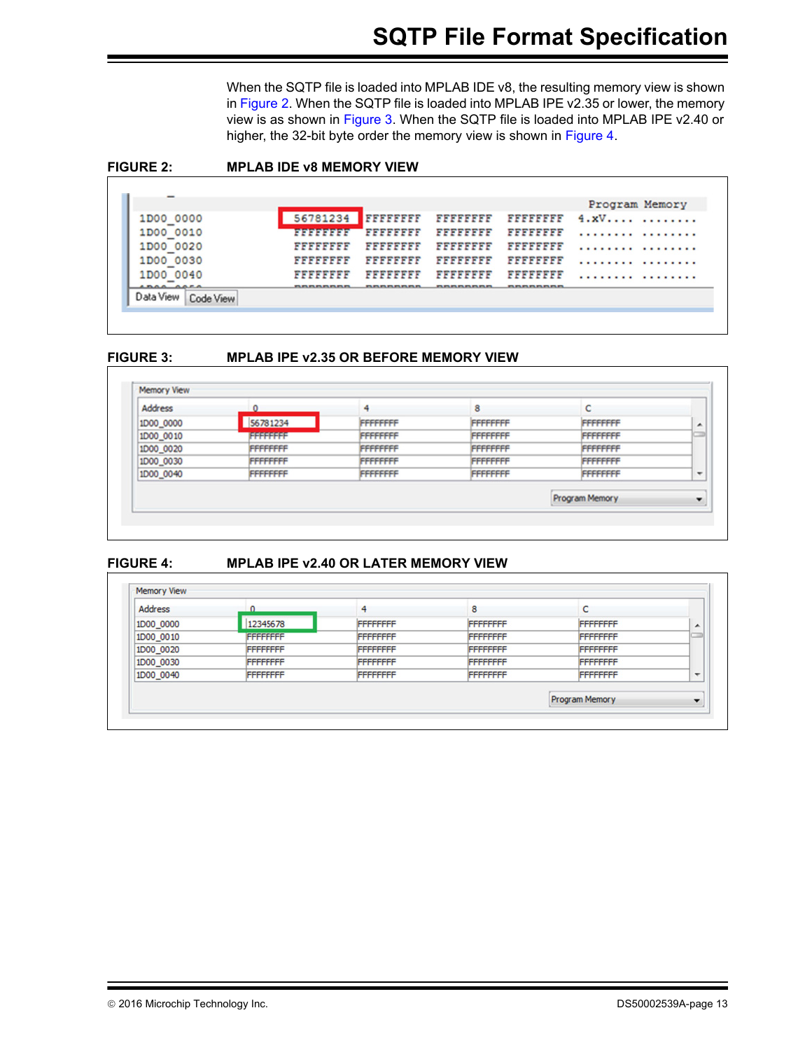When the SQTP file is loaded into MPLAB IDE v8, the resulting memory view is shown in Figure 2. When the SQTP file is loaded into MPLAB IPE v2.35 or lower, the memory view is as shown in Figure 3. When the SQTP file is loaded into MPLAB IPE v2.40 or higher, the 32-bit byte order the memory view is shown in Figure 4.

**FIGURE 2: MPLAB IDE v8 MEMORY VIEW**

**FIGURE 3: MPLAB IPE v2.35 OR BEFORE MEMORY VIEW**

**FIGURE 4: MPLAB IPE v2.40 OR LATER MEMORY VIEW**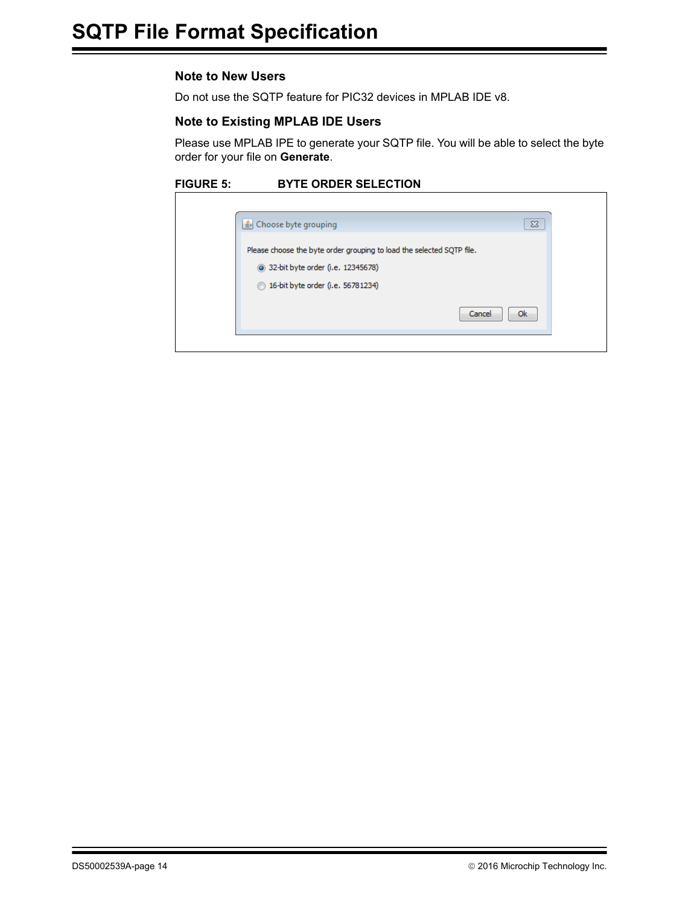### Note to New Users

Do not use the SQTP feature for PIC32 devices in MPLAB IDE v8.

### Note to Existing MPLAB IDE Users

Please use MPLAB IPE to generate your SQTP file. You will be able to select the byte order for your file on **Generate**.

**FIGURE 5: BYTE ORDER SELECTION**

Choose byte grouping

Please choose the byte order grouping to load the selected SQTP file.

32-bit byte order (i.e. 12345678)

16-bit byte order (i.e. 56781234)

Cancel

Ok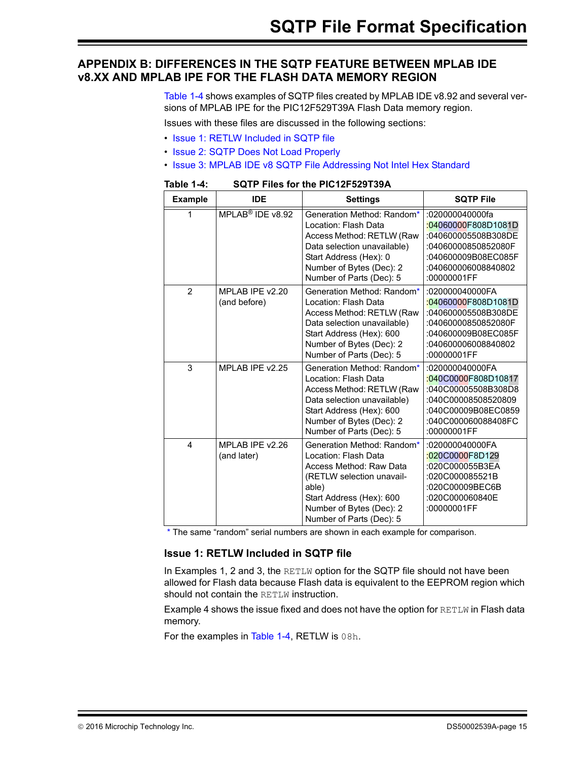## APPENDIX B: DIFFERENCES IN THE SQTP FEATURE BETWEEN MPLAB IDE v8.XX AND MPLAB IPE FOR THE FLASH DATA MEMORY REGION

Table 1-4 shows examples of SQTP files created by MPLAB IDE v8.92 and several versions of MPLAB IPE for the PIC12F529T39A Flash Data memory region.

Issues with these files are discussed in the following sections:

- Issue 1: RETLW Included in SQTP file
- Issue 2: SQTP Does Not Load Properly
- Issue 3: MPLAB IDE v8 SQTP File Addressing Not Intel Hex Standard

**Table 1-4: SQTP Files for the PIC12F529T39A**

| Example | IDE | Settings | SQTP File |
|---|---|---|---|
| 1 | MPLAB® IDE v8.92 | Generation Method: Random*<br>Location: Flash Data<br>Access Method: RETLW (Raw Data selection unavailable)<br>Start Address (Hex): 0<br>Number of Bytes (Dec): 2<br>Number of Parts (Dec): 5 | :020000040000fa<br>:04060000F808D1081D<br>:040600005508B308DE<br>:04060000850852080F<br>:040600009B08EC085F<br>:040600006008840802<br>:00000001FF |
| 2 | MPLAB IPE v2.20 (and before) | Generation Method: Random*<br>Location: Flash Data<br>Access Method: RETLW (Raw Data selection unavailable)<br>Start Address (Hex): 600<br>Number of Bytes (Dec): 2<br>Number of Parts (Dec): 5 | :020000040000FA<br>:04060000F808D1081D<br>:040600005508B308DE<br>:04060000850852080F<br>:040600009B08EC085F<br>:040600006008840802<br>:00000001FF |
| 3 | MPLAB IPE v2.25 | Generation Method: Random*<br>Location: Flash Data<br>Access Method: RETLW (Raw Data selection unavailable)<br>Start Address (Hex): 600<br>Number of Bytes (Dec): 2<br>Number of Parts (Dec): 5 | :020000040000FA<br>:040C0000F808D10817<br>:040C00005508B308D8<br>:040C000085085208​09<br>:040C00009B08EC0859<br>:040C000060088408FC<br>:00000001FF |
| 4 | MPLAB IPE v2.26 (and later) | Generation Method: Random*<br>Location: Flash Data<br>Access Method: Raw Data (RETLW selection unavailable)<br>Start Address (Hex): 600<br>Number of Bytes (Dec): 2<br>Number of Parts (Dec): 5 | :020000040000FA<br>:020C0000F8D129<br>:020C000055B3EA<br>:020C00008552​1B<br>:020C00009BEC6B<br>:020C000060840E<br>:00000001FF |

\* The same "random" serial numbers are shown in each example for comparison.

### Issue 1: RETLW Included in SQTP file

In Examples 1, 2 and 3, the `RETLW` option for the SQTP file should not have been allowed for Flash data because Flash data is equivalent to the EEPROM region which should not contain the `RETLW` instruction.

Example 4 shows the issue fixed and does not have the option for `RETLW` in Flash data memory.

For the examples in Table 1-4, RETLW is `08h`.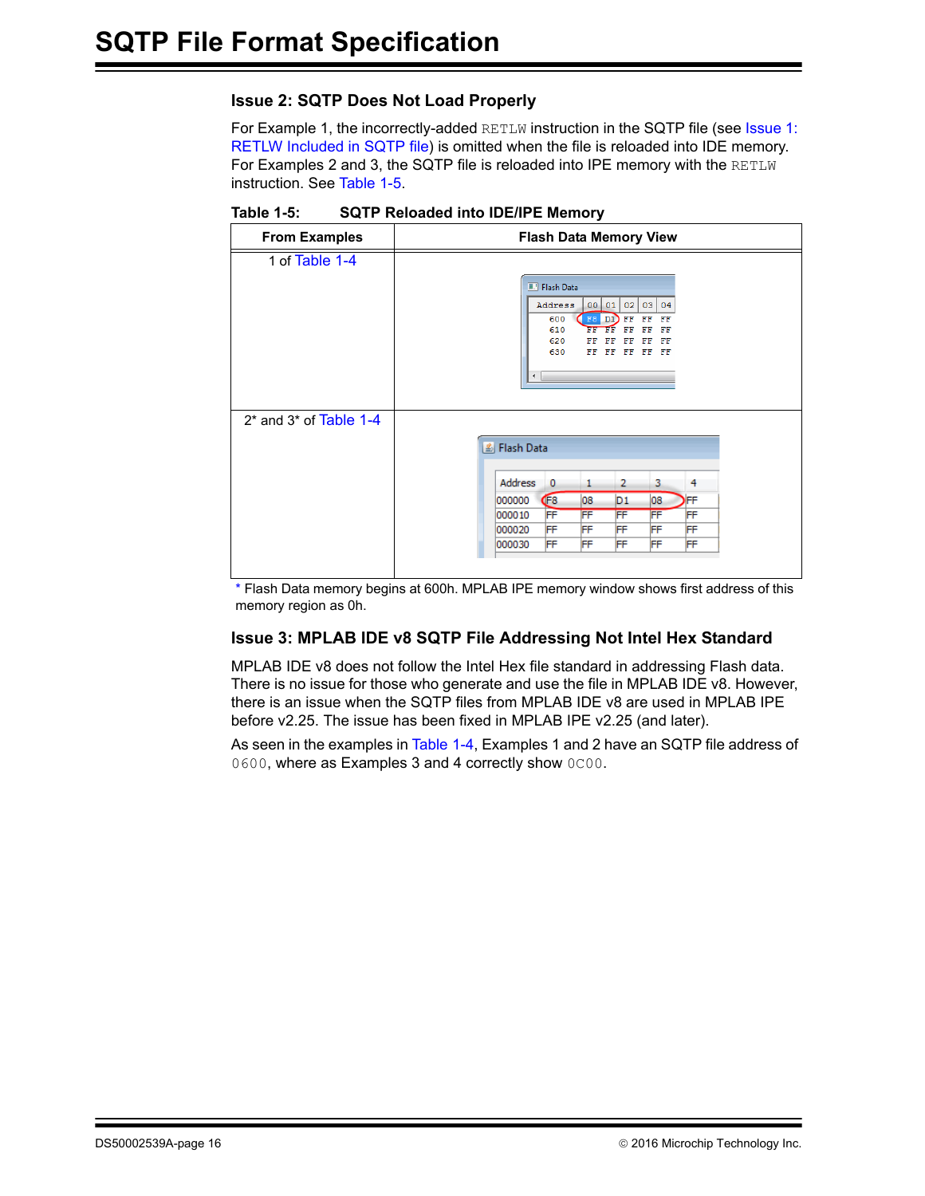### Issue 2: SQTP Does Not Load Properly

For Example 1, the incorrectly-added RETLW instruction in the SQTP file (see Issue 1: RETLW Included in SQTP file) is omitted when the file is reloaded into IDE memory. For Examples 2 and 3, the SQTP file is reloaded into IPE memory with the RETLW instruction. See Table 1-5.

**Table 1-5: SQTP Reloaded into IDE/IPE Memory**

| From Examples | Flash Data Memory View |
|---|---|
| 1 of Table 1-4 | Flash Data<br>Address 00 01 02 03 04<br>600 F8 D1 FF FF FF<br>610 FF FF FF FF FF<br>620 FF FF FF FF FF<br>630 FF FF FF FF FF |
| 2* and 3* of Table 1-4 | Flash Data<br>Address 0 1 2 3 4<br>000000 F8 08 D1 08 FF<br>000010 FF FF FF FF FF<br>000020 FF FF FF FF FF<br>000030 FF FF FF FF FF |

\* Flash Data memory begins at 600h. MPLAB IPE memory window shows first address of this memory region as 0h.

### Issue 3: MPLAB IDE v8 SQTP File Addressing Not Intel Hex Standard

MPLAB IDE v8 does not follow the Intel Hex file standard in addressing Flash data. There is no issue for those who generate and use the file in MPLAB IDE v8. However, there is an issue when the SQTP files from MPLAB IDE v8 are used in MPLAB IPE before v2.25. The issue has been fixed in MPLAB IPE v2.25 (and later).

As seen in the examples in Table 1-4, Examples 1 and 2 have an SQTP file address of 0600, where as Examples 3 and 4 correctly show 0C00.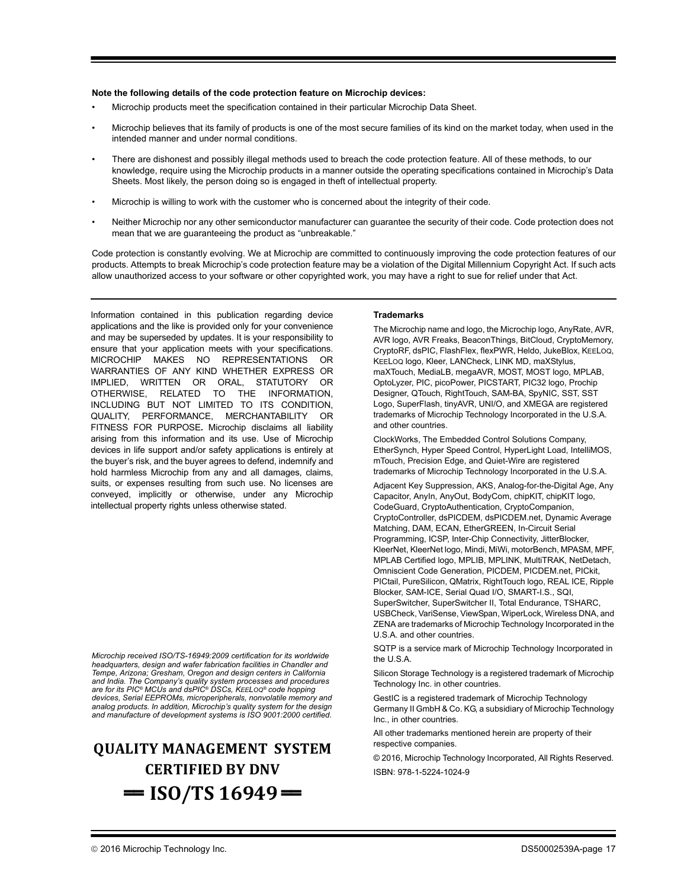**Note the following details of the code protection feature on Microchip devices:**

- Microchip products meet the specification contained in their particular Microchip Data Sheet.
- Microchip believes that its family of products is one of the most secure families of its kind on the market today, when used in the intended manner and under normal conditions.
- There are dishonest and possibly illegal methods used to breach the code protection feature. All of these methods, to our knowledge, require using the Microchip products in a manner outside the operating specifications contained in Microchip's Data Sheets. Most likely, the person doing so is engaged in theft of intellectual property.
- Microchip is willing to work with the customer who is concerned about the integrity of their code.
- Neither Microchip nor any other semiconductor manufacturer can guarantee the security of their code. Code protection does not mean that we are guaranteeing the product as "unbreakable."

Code protection is constantly evolving. We at Microchip are committed to continuously improving the code protection features of our products. Attempts to break Microchip's code protection feature may be a violation of the Digital Millennium Copyright Act. If such acts allow unauthorized access to your software or other copyrighted work, you may have a right to sue for relief under that Act.

---

Information contained in this publication regarding device applications and the like is provided only for your convenience and may be superseded by updates. It is your responsibility to ensure that your application meets with your specifications. MICROCHIP MAKES NO REPRESENTATIONS OR WARRANTIES OF ANY KIND WHETHER EXPRESS OR IMPLIED, WRITTEN OR ORAL, STATUTORY OR OTHERWISE, RELATED TO THE INFORMATION, INCLUDING BUT NOT LIMITED TO ITS CONDITION, QUALITY, PERFORMANCE, MERCHANTABILITY OR FITNESS FOR PURPOSE**.** Microchip disclaims all liability arising from this information and its use. Use of Microchip devices in life support and/or safety applications is entirely at the buyer's risk, and the buyer agrees to defend, indemnify and hold harmless Microchip from any and all damages, claims, suits, or expenses resulting from such use. No licenses are conveyed, implicitly or otherwise, under any Microchip intellectual property rights unless otherwise stated.

*Microchip received ISO/TS-16949:2009 certification for its worldwide headquarters, design and wafer fabrication facilities in Chandler and Tempe, Arizona; Gresham, Oregon and design centers in California and India. The Company's quality system processes and procedures are for its PIC® MCUs and dsPIC® DSCs, KEELOQ® code hopping devices, Serial EEPROMs, microperipherals, nonvolatile memory and analog products. In addition, Microchip's quality system for the design and manufacture of development systems is ISO 9001:2000 certified.*

**QUALITY MANAGEMENT SYSTEM CERTIFIED BY DNV**

**== ISO/TS 16949 ==**

**Trademarks**

The Microchip name and logo, the Microchip logo, AnyRate, AVR, AVR logo, AVR Freaks, BeaconThings, BitCloud, CryptoMemory, CryptoRF, dsPIC, FlashFlex, flexPWR, Heldo, JukeBlox, KEELOQ, KEELOQ logo, Kleer, LANCheck, LINK MD, maXStylus, maXTouch, MediaLB, megaAVR, MOST, MOST logo, MPLAB, OptoLyzer, PIC, picoPower, PICSTART, PIC32 logo, Prochip Designer, QTouch, RightTouch, SAM-BA, SpyNIC, SST, SST Logo, SuperFlash, tinyAVR, UNI/O, and XMEGA are registered trademarks of Microchip Technology Incorporated in the U.S.A. and other countries.

ClockWorks, The Embedded Control Solutions Company, EtherSynch, Hyper Speed Control, HyperLight Load, IntelliMOS, mTouch, Precision Edge, and Quiet-Wire are registered trademarks of Microchip Technology Incorporated in the U.S.A.

Adjacent Key Suppression, AKS, Analog-for-the-Digital Age, Any Capacitor, AnyIn, AnyOut, BodyCom, chipKIT, chipKIT logo, CodeGuard, CryptoAuthentication, CryptoCompanion, CryptoController, dsPICDEM, dsPICDEM.net, Dynamic Average Matching, DAM, ECAN, EtherGREEN, In-Circuit Serial Programming, ICSP, Inter-Chip Connectivity, JitterBlocker, KleerNet, KleerNet logo, Mindi, MiWi, motorBench, MPASM, MPF, MPLAB Certified logo, MPLIB, MPLINK, MultiTRAK, NetDetach, Omniscient Code Generation, PICDEM, PICDEM.net, PICkit, PICtail, PureSilicon, QMatrix, RightTouch logo, REAL ICE, Ripple Blocker, SAM-ICE, Serial Quad I/O, SMART-I.S., SQI, SuperSwitcher, SuperSwitcher II, Total Endurance, TSHARC, USBCheck, VariSense, ViewSpan, WiperLock, Wireless DNA, and ZENA are trademarks of Microchip Technology Incorporated in the U.S.A. and other countries.

SQTP is a service mark of Microchip Technology Incorporated in the U.S.A.

Silicon Storage Technology is a registered trademark of Microchip Technology Inc. in other countries.

GestIC is a registered trademark of Microchip Technology Germany II GmbH & Co. KG, a subsidiary of Microchip Technology Inc., in other countries.

All other trademarks mentioned herein are property of their respective companies.

© 2016, Microchip Technology Incorporated, All Rights Reserved.

ISBN: 978-1-5224-1024-9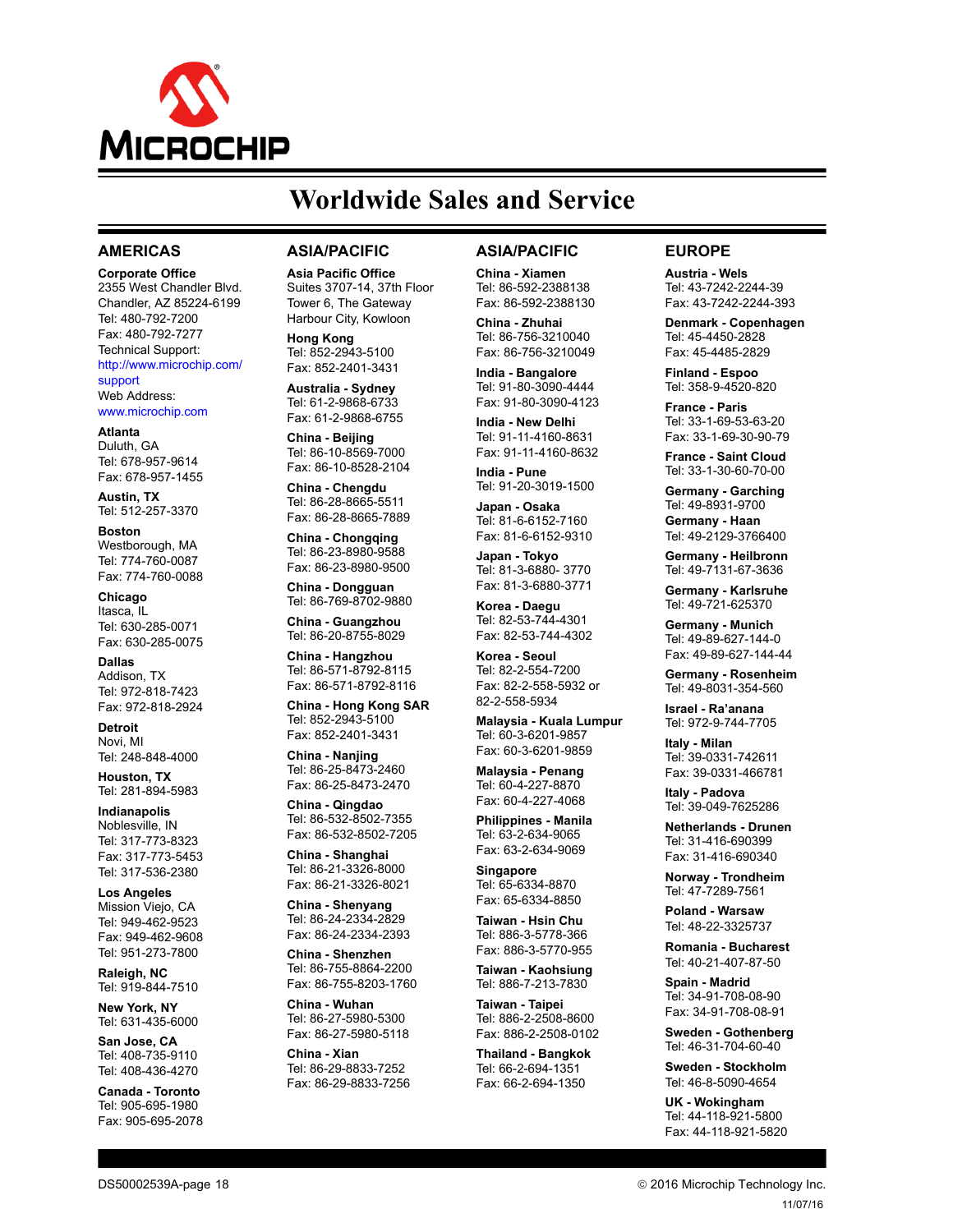# Worldwide Sales and Service

## AMERICAS

**Corporate Office**
2355 West Chandler Blvd.
Chandler, AZ 85224-6199
Tel: 480-792-7200
Fax: 480-792-7277
Technical Support:
http://www.microchip.com/support
Web Address:
www.microchip.com

**Atlanta**
Duluth, GA
Tel: 678-957-9614
Fax: 678-957-1455

**Austin, TX**
Tel: 512-257-3370

**Boston**
Westborough, MA
Tel: 774-760-0087
Fax: 774-760-0088

**Chicago**
Itasca, IL
Tel: 630-285-0071
Fax: 630-285-0075

**Dallas**
Addison, TX
Tel: 972-818-7423
Fax: 972-818-2924

**Detroit**
Novi, MI
Tel: 248-848-4000

**Houston, TX**
Tel: 281-894-5983

**Indianapolis**
Noblesville, IN
Tel: 317-773-8323
Fax: 317-773-5453
Tel: 317-536-2380

**Los Angeles**
Mission Viejo, CA
Tel: 949-462-9523
Fax: 949-462-9608
Tel: 951-273-7800

**Raleigh, NC**
Tel: 919-844-7510

**New York, NY**
Tel: 631-435-6000

**San Jose, CA**
Tel: 408-735-9110
Tel: 408-436-4270

**Canada - Toronto**
Tel: 905-695-1980
Fax: 905-695-2078

## ASIA/PACIFIC

**Asia Pacific Office**
Suites 3707-14, 37th Floor
Tower 6, The Gateway
Harbour City, Kowloon

**Hong Kong**
Tel: 852-2943-5100
Fax: 852-2401-3431

**Australia - Sydney**
Tel: 61-2-9868-6733
Fax: 61-2-9868-6755

**China - Beijing**
Tel: 86-10-8569-7000
Fax: 86-10-8528-2104

**China - Chengdu**
Tel: 86-28-8665-5511
Fax: 86-28-8665-7889

**China - Chongqing**
Tel: 86-23-8980-9588
Fax: 86-23-8980-9500

**China - Dongguan**
Tel: 86-769-8702-9880

**China - Guangzhou**
Tel: 86-20-8755-8029

**China - Hangzhou**
Tel: 86-571-8792-8115
Fax: 86-571-8792-8116

**China - Hong Kong SAR**
Tel: 852-2943-5100
Fax: 852-2401-3431

**China - Nanjing**
Tel: 86-25-8473-2460
Fax: 86-25-8473-2470

**China - Qingdao**
Tel: 86-532-8502-7355
Fax: 86-532-8502-7205

**China - Shanghai**
Tel: 86-21-3326-8000
Fax: 86-21-3326-8021

**China - Shenyang**
Tel: 86-24-2334-2829
Fax: 86-24-2334-2393

**China - Shenzhen**
Tel: 86-755-8864-2200
Fax: 86-755-8203-1760

**China - Wuhan**
Tel: 86-27-5980-5300
Fax: 86-27-5980-5118

**China - Xian**
Tel: 86-29-8833-7252
Fax: 86-29-8833-7256

## ASIA/PACIFIC

**China - Xiamen**
Tel: 86-592-2388138
Fax: 86-592-2388130

**China - Zhuhai**
Tel: 86-756-3210040
Fax: 86-756-3210049

**India - Bangalore**
Tel: 91-80-3090-4444
Fax: 91-80-3090-4123

**India - New Delhi**
Tel: 91-11-4160-8631
Fax: 91-11-4160-8632

**India - Pune**
Tel: 91-20-3019-1500

**Japan - Osaka**
Tel: 81-6-6152-7160
Fax: 81-6-6152-9310

**Japan - Tokyo**
Tel: 81-3-6880- 3770
Fax: 81-3-6880-3771

**Korea - Daegu**
Tel: 82-53-744-4301
Fax: 82-53-744-4302

**Korea - Seoul**
Tel: 82-2-554-7200
Fax: 82-2-558-5932 or
82-2-558-5934

**Malaysia - Kuala Lumpur**
Tel: 60-3-6201-9857
Fax: 60-3-6201-9859

**Malaysia - Penang**
Tel: 60-4-227-8870
Fax: 60-4-227-4068

**Philippines - Manila**
Tel: 63-2-634-9065
Fax: 63-2-634-9069

**Singapore**
Tel: 65-6334-8870
Fax: 65-6334-8850

**Taiwan - Hsin Chu**
Tel: 886-3-5778-366
Fax: 886-3-5770-955

**Taiwan - Kaohsiung**
Tel: 886-7-213-7830

**Taiwan - Taipei**
Tel: 886-2-2508-8600
Fax: 886-2-2508-0102

**Thailand - Bangkok**
Tel: 66-2-694-1351
Fax: 66-2-694-1350

## EUROPE

**Austria - Wels**
Tel: 43-7242-2244-39
Fax: 43-7242-2244-393

**Denmark - Copenhagen**
Tel: 45-4450-2828
Fax: 45-4485-2829

**Finland - Espoo**
Tel: 358-9-4520-820

**France - Paris**
Tel: 33-1-69-53-63-20
Fax: 33-1-69-30-90-79

**France - Saint Cloud**
Tel: 33-1-30-60-70-00

**Germany - Garching**
Tel: 49-8931-9700

**Germany - Haan**
Tel: 49-2129-3766400

**Germany - Heilbronn**
Tel: 49-7131-67-3636

**Germany - Karlsruhe**
Tel: 49-721-625370

**Germany - Munich**
Tel: 49-89-627-144-0
Fax: 49-89-627-144-44

**Germany - Rosenheim**
Tel: 49-8031-354-560

**Israel - Ra'anana**
Tel: 972-9-744-7705

**Italy - Milan**
Tel: 39-0331-742611
Fax: 39-0331-466781

**Italy - Padova**
Tel: 39-049-7625286

**Netherlands - Drunen**
Tel: 31-416-690399
Fax: 31-416-690340

**Norway - Trondheim**
Tel: 47-7289-7561

**Poland - Warsaw**
Tel: 48-22-3325737

**Romania - Bucharest**
Tel: 40-21-407-87-50

**Spain - Madrid**
Tel: 34-91-708-08-90
Fax: 34-91-708-08-91

**Sweden - Gothenberg**
Tel: 46-31-704-60-40

**Sweden - Stockholm**
Tel: 46-8-5090-4654

**UK - Wokingham**
Tel: 44-118-921-5800
Fax: 44-118-921-5820

11/07/16